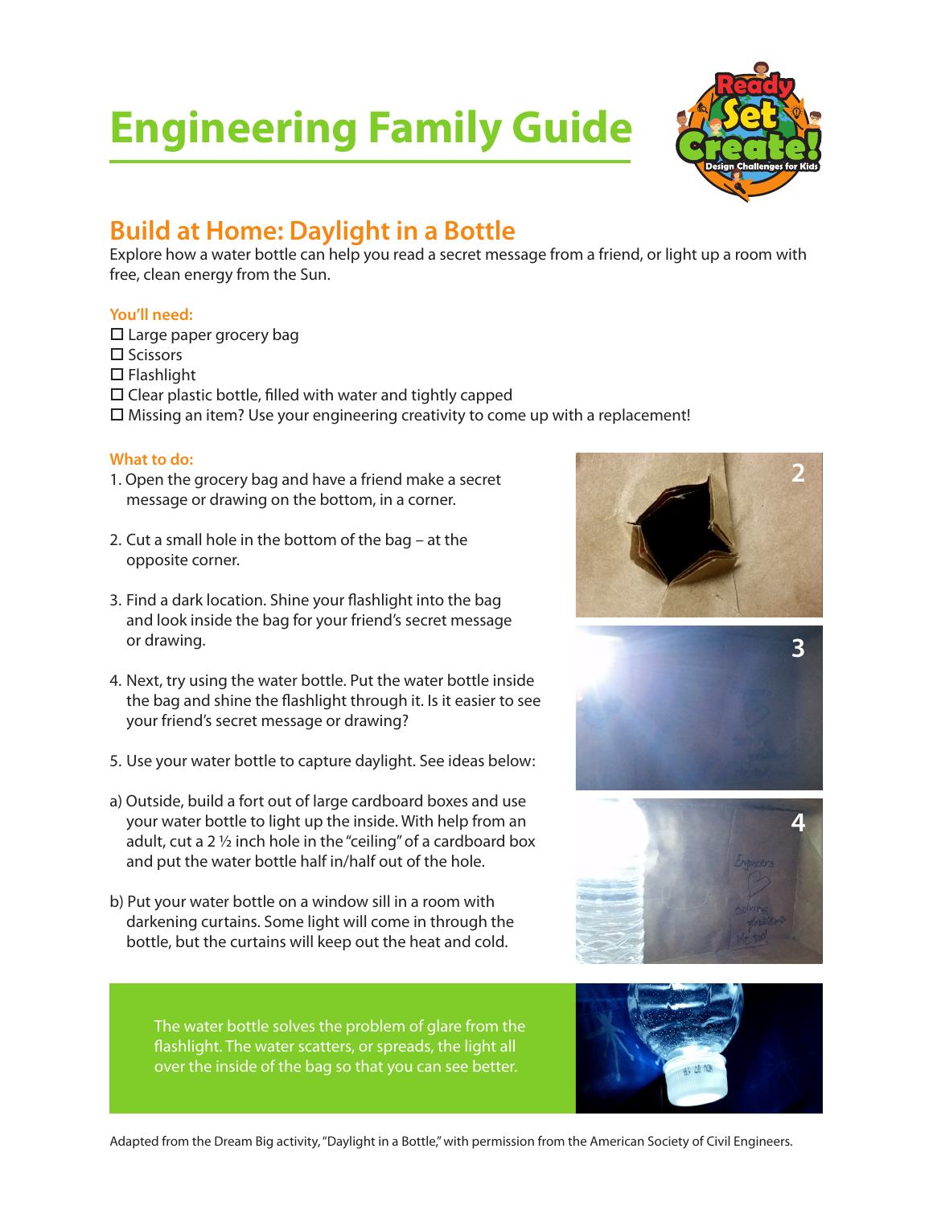# Engineering Family Guide

## Build at Home: Daylight in a Bottle

Explore how a water bottle can help you read a secret message from a friend, or light up a room with free, clean energy from the Sun.

### You'll need:

- ☐ Large paper grocery bag
- ☐ Scissors
- ☐ Flashlight
- ☐ Clear plastic bottle, filled with water and tightly capped
- ☐ Missing an item? Use your engineering creativity to come up with a replacement!

### What to do:

1. Open the grocery bag and have a friend make a secret message or drawing on the bottom, in a corner.
2. Cut a small hole in the bottom of the bag – at the opposite corner.
3. Find a dark location. Shine your flashlight into the bag and look inside the bag for your friend's secret message or drawing.
4. Next, try using the water bottle. Put the water bottle inside the bag and shine the flashlight through it. Is it easier to see your friend's secret message or drawing?
5. Use your water bottle to capture daylight. See ideas below:

a) Outside, build a fort out of large cardboard boxes and use your water bottle to light up the inside. With help from an adult, cut a 2 ½ inch hole in the "ceiling" of a cardboard box and put the water bottle half in/half out of the hole.

b) Put your water bottle on a window sill in a room with darkening curtains. Some light will come in through the bottle, but the curtains will keep out the heat and cold.

The water bottle solves the problem of glare from the flashlight. The water scatters, or spreads, the light all over the inside of the bag so that you can see better.

Adapted from the Dream Big activity, "Daylight in a Bottle," with permission from the American Society of Civil Engineers.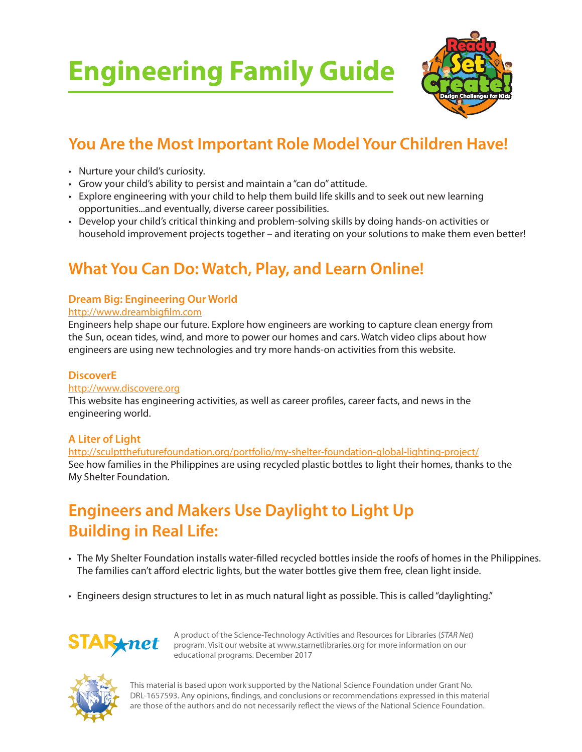# Engineering Family Guide

## You Are the Most Important Role Model Your Children Have!

- Nurture your child's curiosity.
- Grow your child's ability to persist and maintain a "can do" attitude.
- Explore engineering with your child to help them build life skills and to seek out new learning opportunities...and eventually, diverse career possibilities.
- Develop your child's critical thinking and problem-solving skills by doing hands-on activities or household improvement projects together – and iterating on your solutions to make them even better!

## What You Can Do: Watch, Play, and Learn Online!

### Dream Big: Engineering Our World

http://www.dreambigfilm.com

Engineers help shape our future. Explore how engineers are working to capture clean energy from the Sun, ocean tides, wind, and more to power our homes and cars. Watch video clips about how engineers are using new technologies and try more hands-on activities from this website.

### DiscoverE

http://www.discovere.org

This website has engineering activities, as well as career profiles, career facts, and news in the engineering world.

### A Liter of Light

http://sculptthefuturefoundation.org/portfolio/my-shelter-foundation-global-lighting-project/

See how families in the Philippines are using recycled plastic bottles to light their homes, thanks to the My Shelter Foundation.

## Engineers and Makers Use Daylight to Light Up Building in Real Life:

- The My Shelter Foundation installs water-filled recycled bottles inside the roofs of homes in the Philippines. The families can't afford electric lights, but the water bottles give them free, clean light inside.
- Engineers design structures to let in as much natural light as possible. This is called "daylighting."

A product of the Science-Technology Activities and Resources for Libraries (*STAR Net*) program. Visit our website at www.starnetlibraries.org for more information on our educational programs. December 2017

This material is based upon work supported by the National Science Foundation under Grant No. DRL-1657593. Any opinions, findings, and conclusions or recommendations expressed in this material are those of the authors and do not necessarily reflect the views of the National Science Foundation.